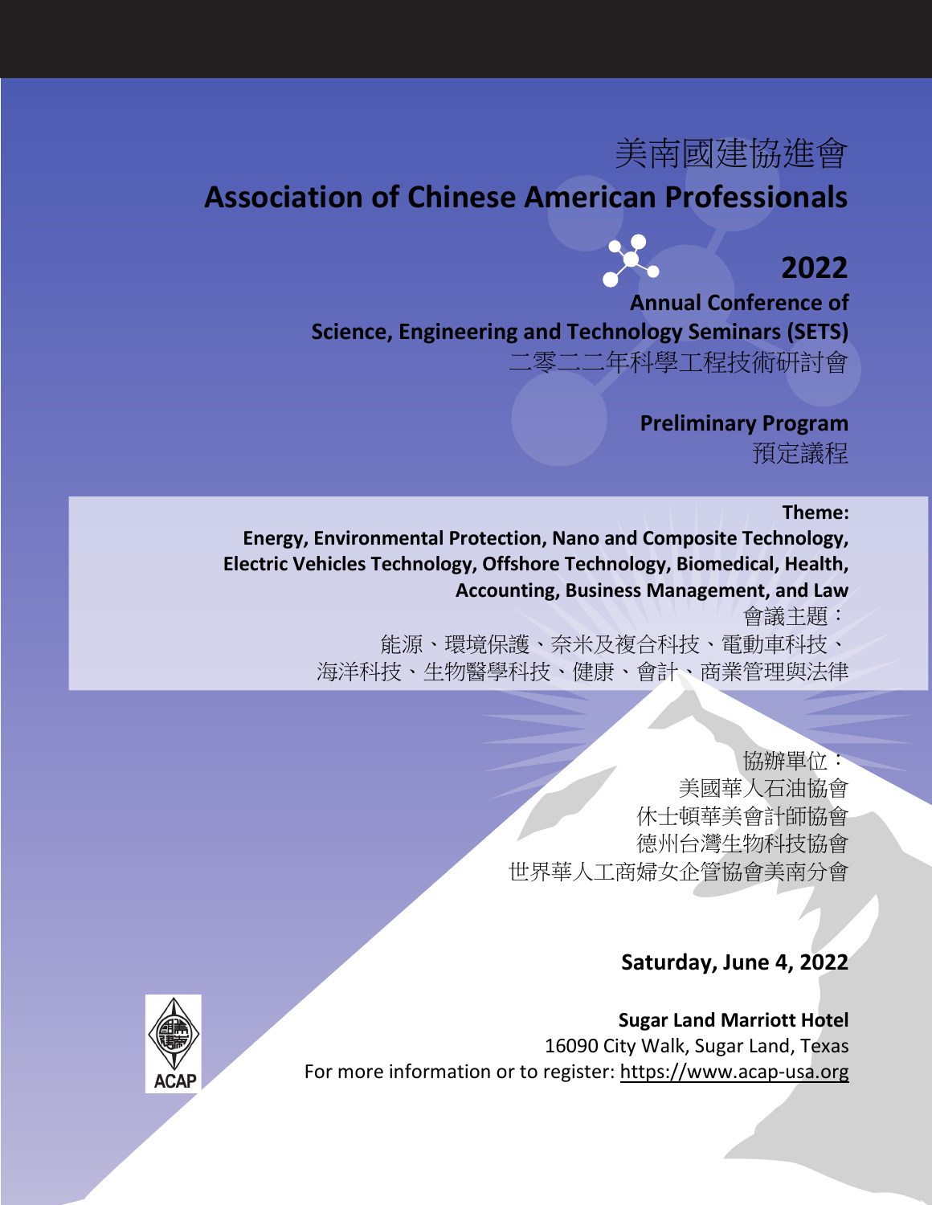# 美南國建協進會

# Association of Chinese American Professionals

## 2022

**Annual Conference of**
**Science, Engineering and Technology Seminars (SETS)**
二零二二年科學工程技術研討會

**Preliminary Program**
預定議程

**Theme:**
**Energy, Environmental Protection, Nano and Composite Technology, Electric Vehicles Technology, Offshore Technology, Biomedical, Health, Accounting, Business Management, and Law**

會議主題：
能源、環境保護、奈米及複合科技、電動車科技、海洋科技、生物醫學科技、健康、會計、商業管理與法律

協辦單位：
美國華人石油協會
休士頓華美會計師協會
德州台灣生物科技協會
世界華人工商婦女企管協會美南分會

**Saturday, June 4, 2022**

**Sugar Land Marriott Hotel**
16090 City Walk, Sugar Land, Texas
For more information or to register: https://www.acap-usa.org

ACAP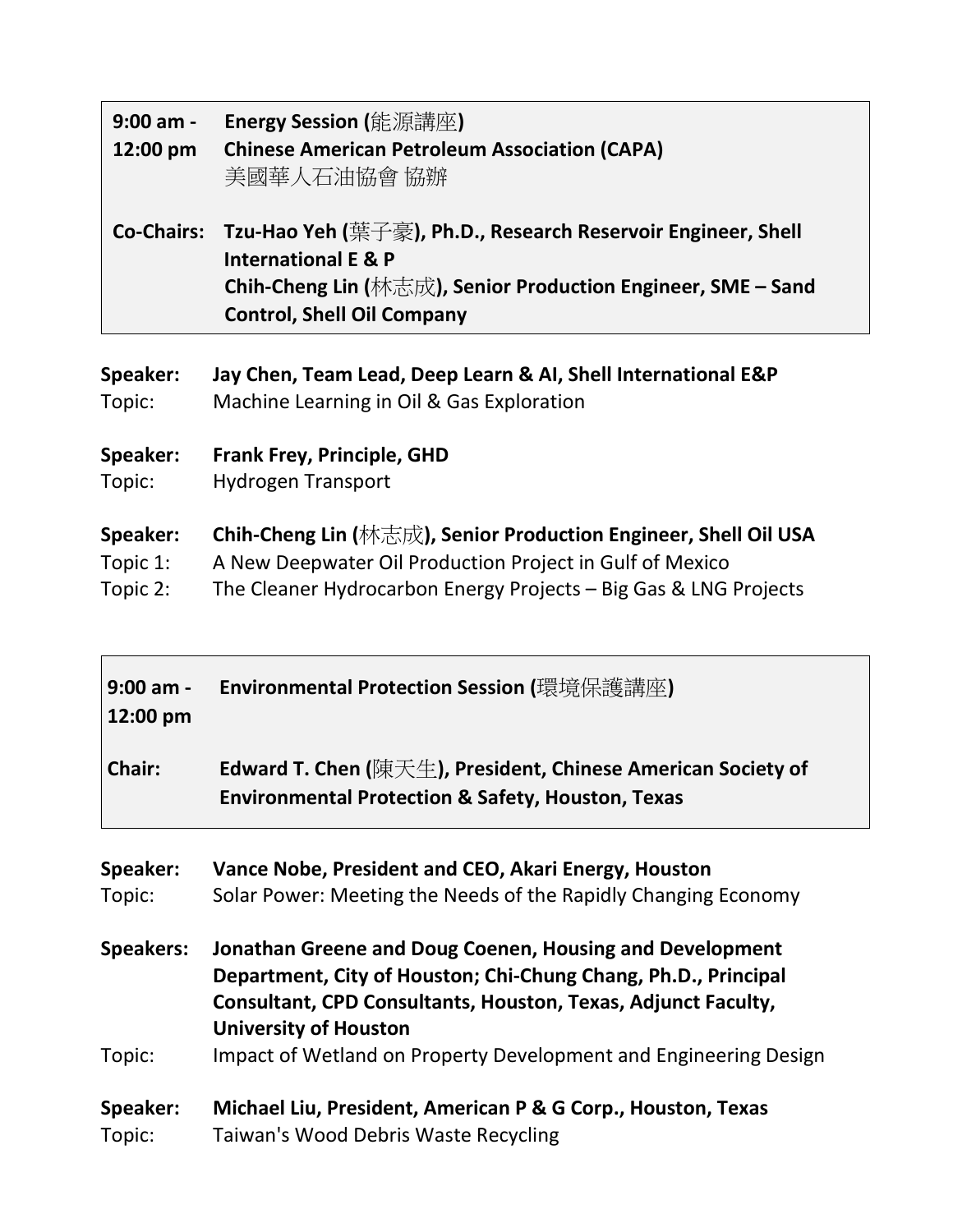**9:00 am - 12:00 pm** **Energy Session (能源講座)**
**Chinese American Petroleum Association (CAPA)**
美國華人石油協會 協辦

**Co-Chairs:** **Tzu-Hao Yeh (葉子豪), Ph.D., Research Reservoir Engineer, Shell International E & P**
**Chih-Cheng Lin (林志成), Senior Production Engineer, SME – Sand Control, Shell Oil Company**

**Speaker:** **Jay Chen, Team Lead, Deep Learn & AI, Shell International E&P**
Topic: Machine Learning in Oil & Gas Exploration

**Speaker:** **Frank Frey, Principle, GHD**
Topic: Hydrogen Transport

**Speaker:** **Chih-Cheng Lin (林志成), Senior Production Engineer, Shell Oil USA**
Topic 1: A New Deepwater Oil Production Project in Gulf of Mexico
Topic 2: The Cleaner Hydrocarbon Energy Projects – Big Gas & LNG Projects

**9:00 am - 12:00 pm** **Environmental Protection Session (環境保護講座)**

**Chair:** **Edward T. Chen (陳天生), President, Chinese American Society of Environmental Protection & Safety, Houston, Texas**

**Speaker:** **Vance Nobe, President and CEO, Akari Energy, Houston**
Topic: Solar Power: Meeting the Needs of the Rapidly Changing Economy

**Speakers:** **Jonathan Greene and Doug Coenen, Housing and Development Department, City of Houston; Chi-Chung Chang, Ph.D., Principal Consultant, CPD Consultants, Houston, Texas, Adjunct Faculty, University of Houston**
Topic: Impact of Wetland on Property Development and Engineering Design

**Speaker:** **Michael Liu, President, American P & G Corp., Houston, Texas**
Topic: Taiwan's Wood Debris Waste Recycling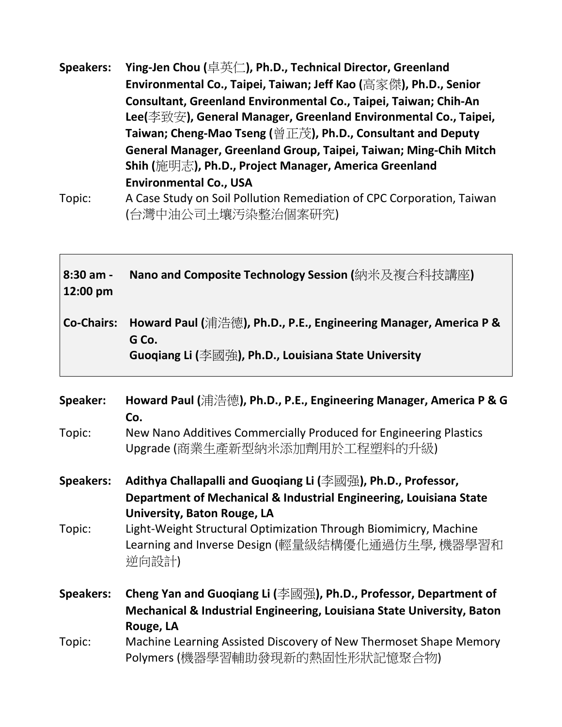**Speakers:** **Ying-Jen Chou (卓英仁), Ph.D., Technical Director, Greenland Environmental Co., Taipei, Taiwan; Jeff Kao (高家傑), Ph.D., Senior Consultant, Greenland Environmental Co., Taipei, Taiwan; Chih-An Lee(李致安), General Manager, Greenland Environmental Co., Taipei, Taiwan; Cheng-Mao Tseng (曾正茂), Ph.D., Consultant and Deputy General Manager, Greenland Group, Taipei, Taiwan; Ming-Chih Mitch Shih (施明志), Ph.D., Project Manager, America Greenland Environmental Co., USA**

Topic: A Case Study on Soil Pollution Remediation of CPC Corporation, Taiwan (台灣中油公司土壤污染整治個案研究)

**8:30 am - 12:00 pm** **Nano and Composite Technology Session (納米及複合科技講座)**

**Co-Chairs:** **Howard Paul (浦浩德), Ph.D., P.E., Engineering Manager, America P & G Co.**
**Guoqiang Li (李國強), Ph.D., Louisiana State University**

**Speaker:** **Howard Paul (浦浩德), Ph.D., P.E., Engineering Manager, America P & G Co.**

Topic: New Nano Additives Commercially Produced for Engineering Plastics Upgrade (商業生產新型納米添加劑用於工程塑料的升級)

**Speakers:** **Adithya Challapalli and Guoqiang Li (李國强), Ph.D., Professor, Department of Mechanical & Industrial Engineering, Louisiana State University, Baton Rouge, LA**

Topic: Light-Weight Structural Optimization Through Biomimicry, Machine Learning and Inverse Design (輕量級結構優化通過仿生學, 機器學習和逆向設計)

**Speakers:** **Cheng Yan and Guoqiang Li (李國强), Ph.D., Professor, Department of Mechanical & Industrial Engineering, Louisiana State University, Baton Rouge, LA**

Topic: Machine Learning Assisted Discovery of New Thermoset Shape Memory Polymers (機器學習輔助發現新的熱固性形狀記憶聚合物)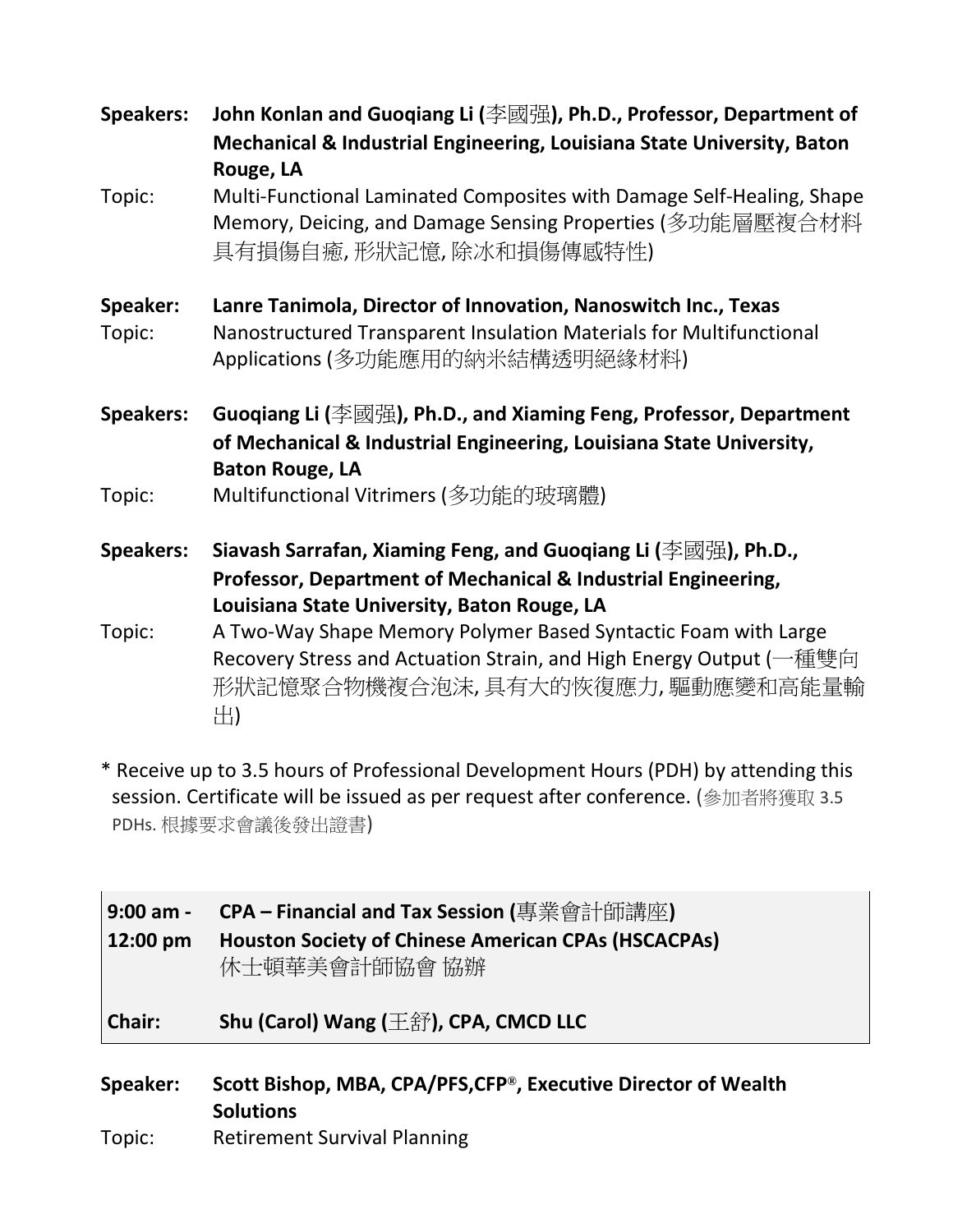**Speakers:** **John Konlan and Guoqiang Li (李國强), Ph.D., Professor, Department of Mechanical & Industrial Engineering, Louisiana State University, Baton Rouge, LA**

Topic: Multi-Functional Laminated Composites with Damage Self-Healing, Shape Memory, Deicing, and Damage Sensing Properties (多功能層壓複合材料具有損傷自癒, 形狀記憶, 除冰和損傷傳感特性)

**Speaker:** **Lanre Tanimola, Director of Innovation, Nanoswitch Inc., Texas**

Topic: Nanostructured Transparent Insulation Materials for Multifunctional Applications (多功能應用的納米結構透明絕緣材料)

**Speakers:** **Guoqiang Li (李國强), Ph.D., and Xiaming Feng, Professor, Department of Mechanical & Industrial Engineering, Louisiana State University, Baton Rouge, LA**

Topic: Multifunctional Vitrimers (多功能的玻璃體)

**Speakers:** **Siavash Sarrafan, Xiaming Feng, and Guoqiang Li (李國强), Ph.D., Professor, Department of Mechanical & Industrial Engineering, Louisiana State University, Baton Rouge, LA**

Topic: A Two-Way Shape Memory Polymer Based Syntactic Foam with Large Recovery Stress and Actuation Strain, and High Energy Output (一種雙向形狀記憶聚合物機複合泡沫, 具有大的恢復應力, 驅動應變和高能量輸出)

* Receive up to 3.5 hours of Professional Development Hours (PDH) by attending this session. Certificate will be issued as per request after conference. (參加者將獲取 3.5 PDHs. 根據要求會議後發出證書)

**9:00 am - 12:00 pm** **CPA – Financial and Tax Session (專業會計師講座)**
**Houston Society of Chinese American CPAs (HSCACPAs)**
休士頓華美會計師協會 協辦

**Chair:** **Shu (Carol) Wang (王舒), CPA, CMCD LLC**

**Speaker:** **Scott Bishop, MBA, CPA/PFS,CFP®, Executive Director of Wealth Solutions**

Topic: Retirement Survival Planning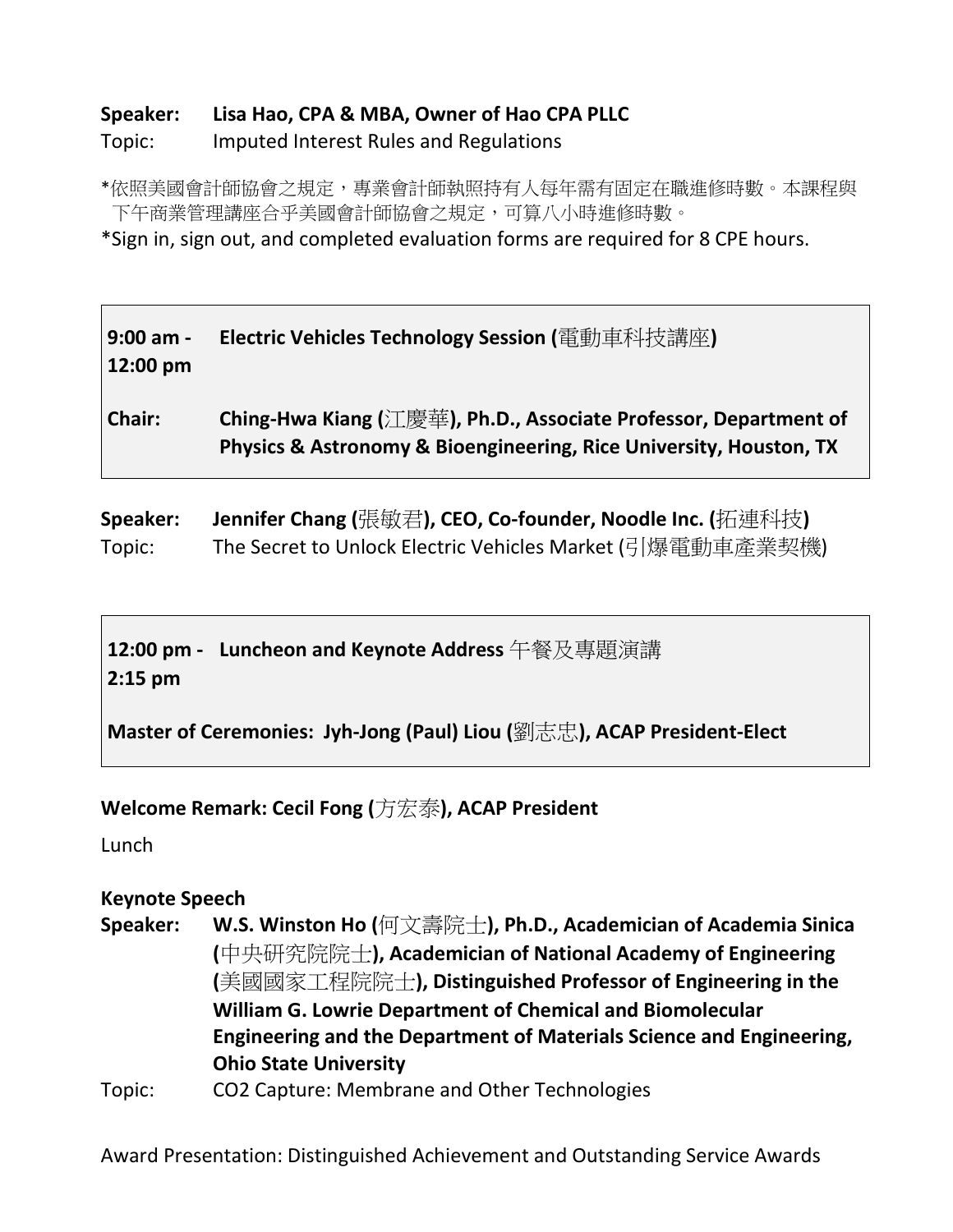**Speaker: Lisa Hao, CPA & MBA, Owner of Hao CPA PLLC**
Topic: Imputed Interest Rules and Regulations

*依照美國會計師協會之規定，專業會計師執照持有人每年需有固定在職進修時數。本課程與下午商業管理講座合乎美國會計師協會之規定，可算八小時進修時數。
*Sign in, sign out, and completed evaluation forms are required for 8 CPE hours.

**9:00 am - 12:00 pm Electric Vehicles Technology Session (電動車科技講座)**

**Chair: Ching-Hwa Kiang (江慶華), Ph.D., Associate Professor, Department of Physics & Astronomy & Bioengineering, Rice University, Houston, TX**

**Speaker: Jennifer Chang (張敏君), CEO, Co-founder, Noodle Inc. (拓連科技)**
Topic: The Secret to Unlock Electric Vehicles Market (引爆電動車產業契機)

**12:00 pm - 2:15 pm Luncheon and Keynote Address 午餐及專題演講**

**Master of Ceremonies: Jyh-Jong (Paul) Liou (劉志忠), ACAP President-Elect**

**Welcome Remark: Cecil Fong (方宏泰), ACAP President**

Lunch

**Keynote Speech**
**Speaker: W.S. Winston Ho (何文壽院士), Ph.D., Academician of Academia Sinica (中央研究院院士), Academician of National Academy of Engineering (美國國家工程院院士), Distinguished Professor of Engineering in the William G. Lowrie Department of Chemical and Biomolecular Engineering and the Department of Materials Science and Engineering, Ohio State University**
Topic: $CO_2$ Capture: Membrane and Other Technologies

Award Presentation: Distinguished Achievement and Outstanding Service Awards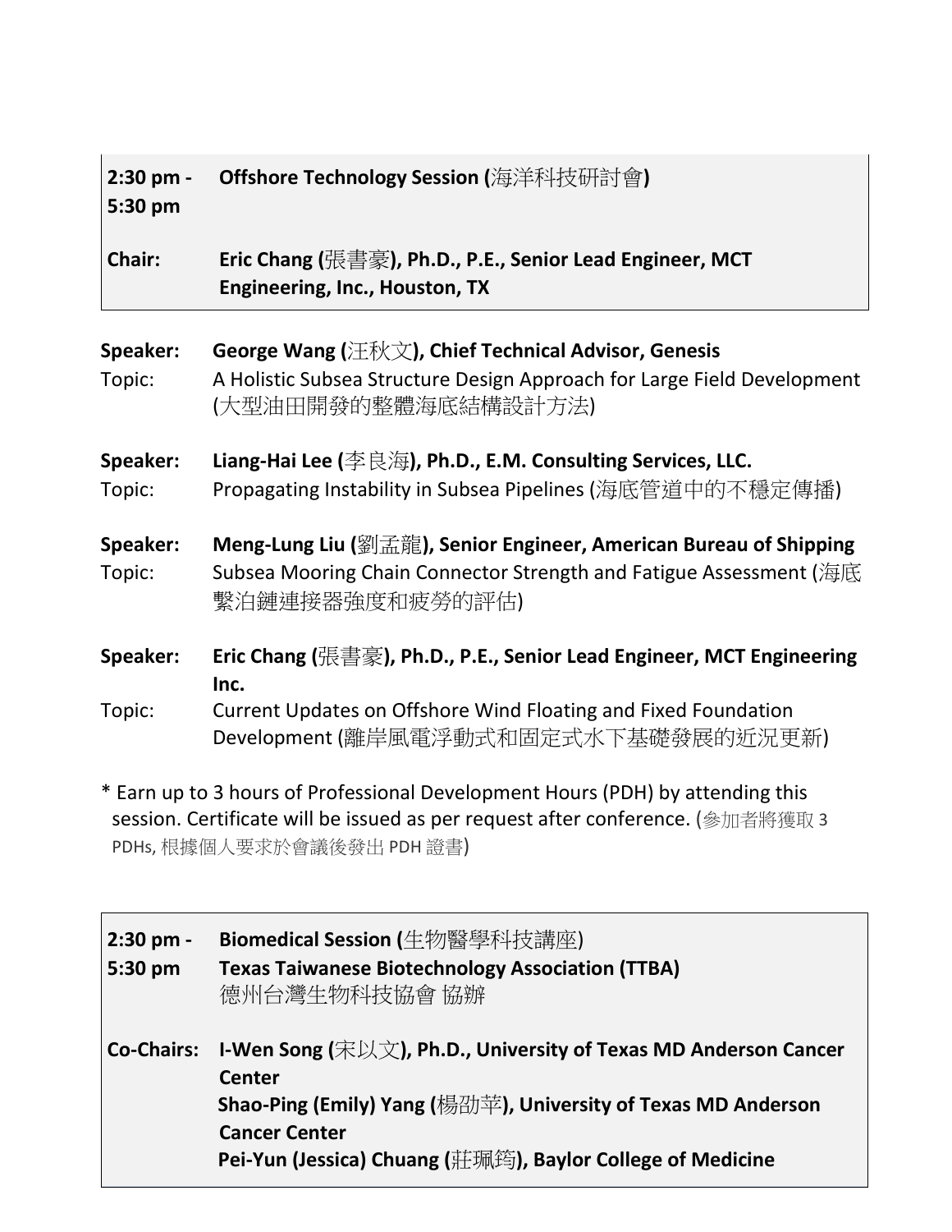| **2:30 pm - 5:30 pm** | **Offshore Technology Session (**海洋科技研討會**)** |
| --- | --- |
| **Chair:** | **Eric Chang (**張書豪**), Ph.D., P.E., Senior Lead Engineer, MCT Engineering, Inc., Houston, TX** |

**Speaker:** **George Wang (**汪秋文**), Chief Technical Advisor, Genesis**
Topic: A Holistic Subsea Structure Design Approach for Large Field Development (大型油田開發的整體海底結構設計方法)

**Speaker:** **Liang-Hai Lee (**李良海**), Ph.D., E.M. Consulting Services, LLC.**
Topic: Propagating Instability in Subsea Pipelines (海底管道中的不穩定傳播)

**Speaker:** **Meng-Lung Liu (**劉孟龍**), Senior Engineer, American Bureau of Shipping**
Topic: Subsea Mooring Chain Connector Strength and Fatigue Assessment (海底繫泊鏈連接器強度和疲勞的評估)

**Speaker:** **Eric Chang (**張書豪**), Ph.D., P.E., Senior Lead Engineer, MCT Engineering Inc.**
Topic: Current Updates on Offshore Wind Floating and Fixed Foundation Development (離岸風電浮動式和固定式水下基礎發展的近況更新)

* Earn up to 3 hours of Professional Development Hours (PDH) by attending this session. Certificate will be issued as per request after conference. (參加者將獲取 3 PDHs, 根據個人要求於會議後發出 PDH 證書)

| **2:30 pm - 5:30 pm** | **Biomedical Session (**生物醫學科技講座) **Texas Taiwanese Biotechnology Association (TTBA)** 德州台灣生物科技協會 協辦 |
| --- | --- |
| **Co-Chairs:** | **I-Wen Song (**宋以文**), Ph.D., University of Texas MD Anderson Cancer Center** **Shao-Ping (Emily) Yang (**楊劭苹**), University of Texas MD Anderson Cancer Center** **Pei-Yun (Jessica) Chuang (**莊珮筠**), Baylor College of Medicine** |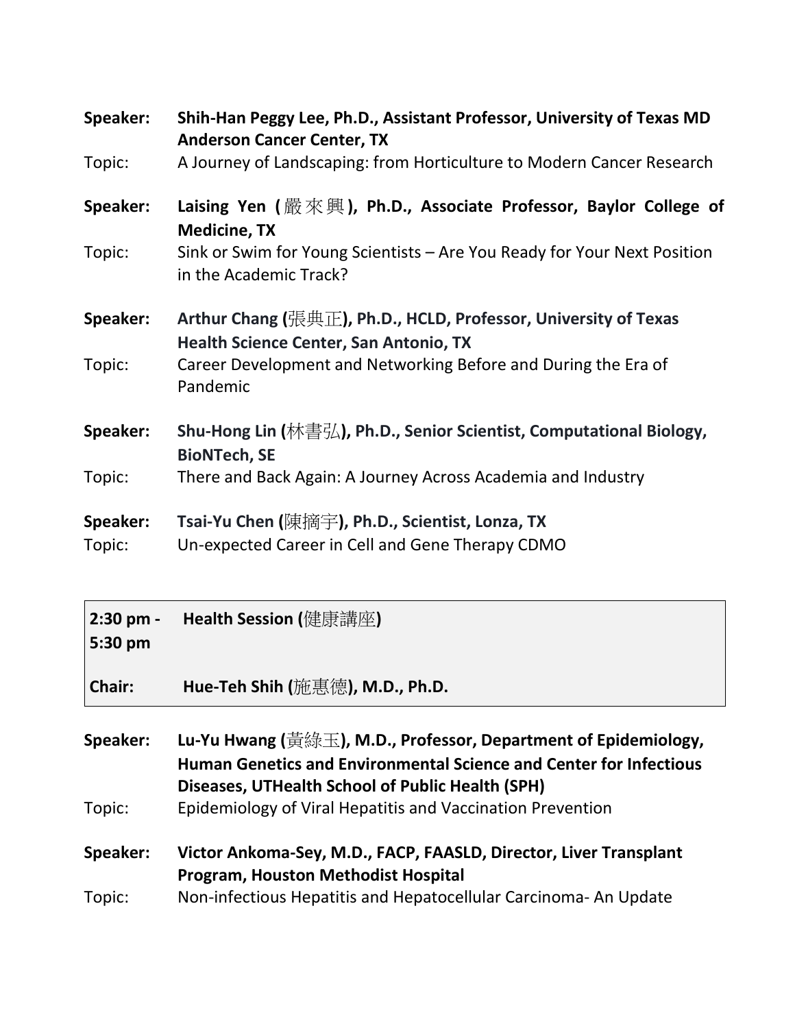**Speaker:** **Shih-Han Peggy Lee, Ph.D., Assistant Professor, University of Texas MD Anderson Cancer Center, TX**
Topic: A Journey of Landscaping: from Horticulture to Modern Cancer Research

**Speaker:** **Laising Yen (嚴來興), Ph.D., Associate Professor, Baylor College of Medicine, TX**
Topic: Sink or Swim for Young Scientists – Are You Ready for Your Next Position in the Academic Track?

**Speaker:** **Arthur Chang (張典正), Ph.D., HCLD, Professor, University of Texas Health Science Center, San Antonio, TX**
Topic: Career Development and Networking Before and During the Era of Pandemic

**Speaker:** **Shu-Hong Lin (林書弘), Ph.D., Senior Scientist, Computational Biology, BioNTech, SE**
Topic: There and Back Again: A Journey Across Academia and Industry

**Speaker:** **Tsai-Yu Chen (陳摘宇), Ph.D., Scientist, Lonza, TX**
Topic: Un-expected Career in Cell and Gene Therapy CDMO

| **2:30 pm - 5:30 pm** | **Health Session (健康講座)** |
|---|---|
| **Chair:** | **Hue-Teh Shih (施惠德), M.D., Ph.D.** |

**Speaker:** **Lu-Yu Hwang (黃綠玉), M.D., Professor, Department of Epidemiology, Human Genetics and Environmental Science and Center for Infectious Diseases, UTHealth School of Public Health (SPH)**
Topic: Epidemiology of Viral Hepatitis and Vaccination Prevention

**Speaker:** **Victor Ankoma-Sey, M.D., FACP, FAASLD, Director, Liver Transplant Program, Houston Methodist Hospital**
Topic: Non-infectious Hepatitis and Hepatocellular Carcinoma- An Update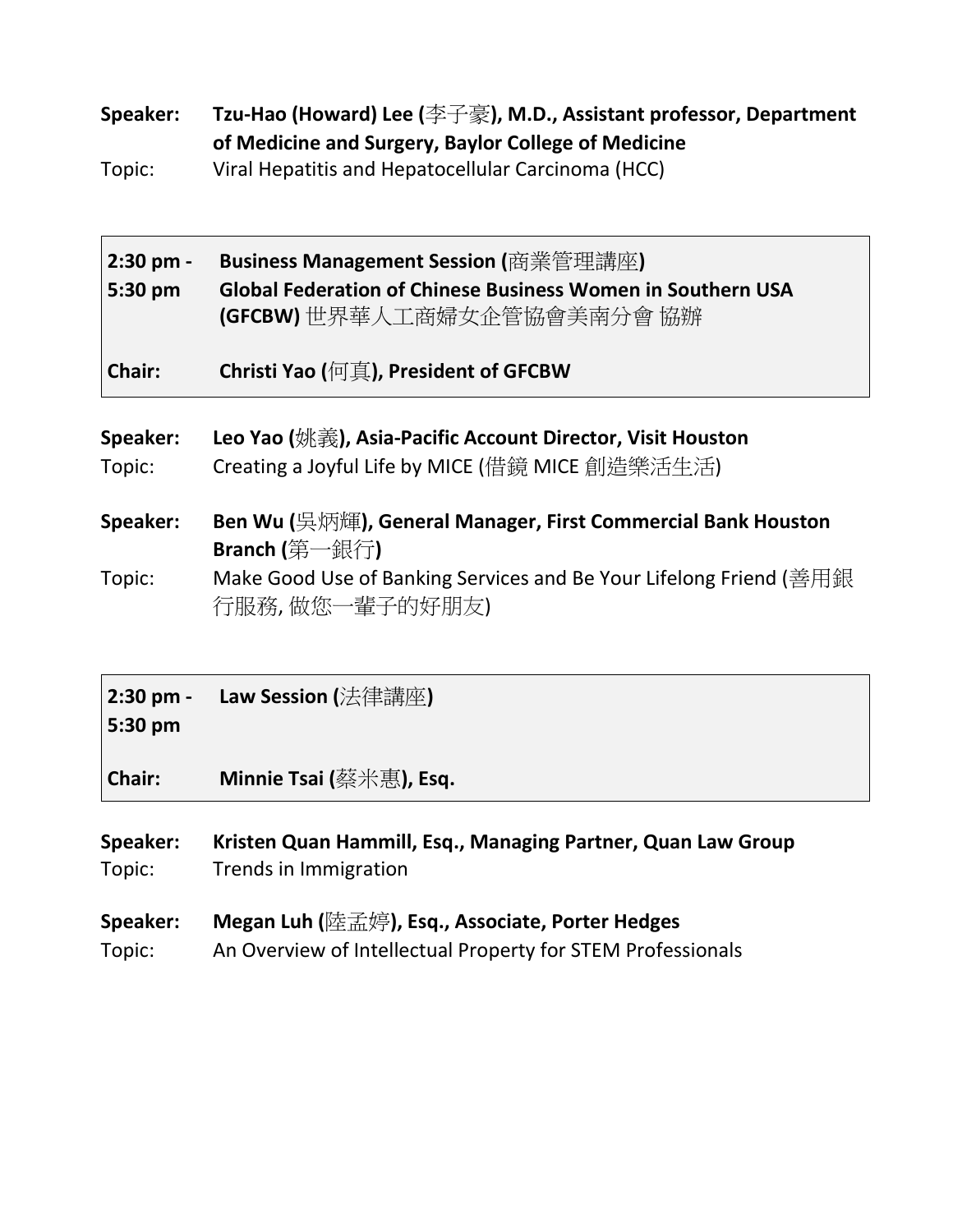**Speaker:** **Tzu-Hao (Howard) Lee (李子豪), M.D., Assistant professor, Department of Medicine and Surgery, Baylor College of Medicine**

Topic: Viral Hepatitis and Hepatocellular Carcinoma (HCC)

| **2:30 pm - 5:30 pm** | **Business Management Session (商業管理講座)** **Global Federation of Chinese Business Women in Southern USA (GFCBW)** 世界華人工商婦女企管協會美南分會 協辦 |
|---|---|
| **Chair:** | **Christi Yao (何真), President of GFCBW** |

**Speaker:** **Leo Yao (姚義), Asia-Pacific Account Director, Visit Houston**

Topic: Creating a Joyful Life by MICE (借鏡 MICE 創造樂活生活)

**Speaker:** **Ben Wu (吳炳輝), General Manager, First Commercial Bank Houston Branch (第一銀行)**

Topic: Make Good Use of Banking Services and Be Your Lifelong Friend (善用銀行服務, 做您一輩子的好朋友)

| **2:30 pm - 5:30 pm** | **Law Session (法律講座)** |
|---|---|
| **Chair:** | **Minnie Tsai (蔡米惠), Esq.** |

**Speaker:** **Kristen Quan Hammill, Esq., Managing Partner, Quan Law Group**

Topic: Trends in Immigration

**Speaker:** **Megan Luh (陸孟婷), Esq., Associate, Porter Hedges**

Topic: An Overview of Intellectual Property for STEM Professionals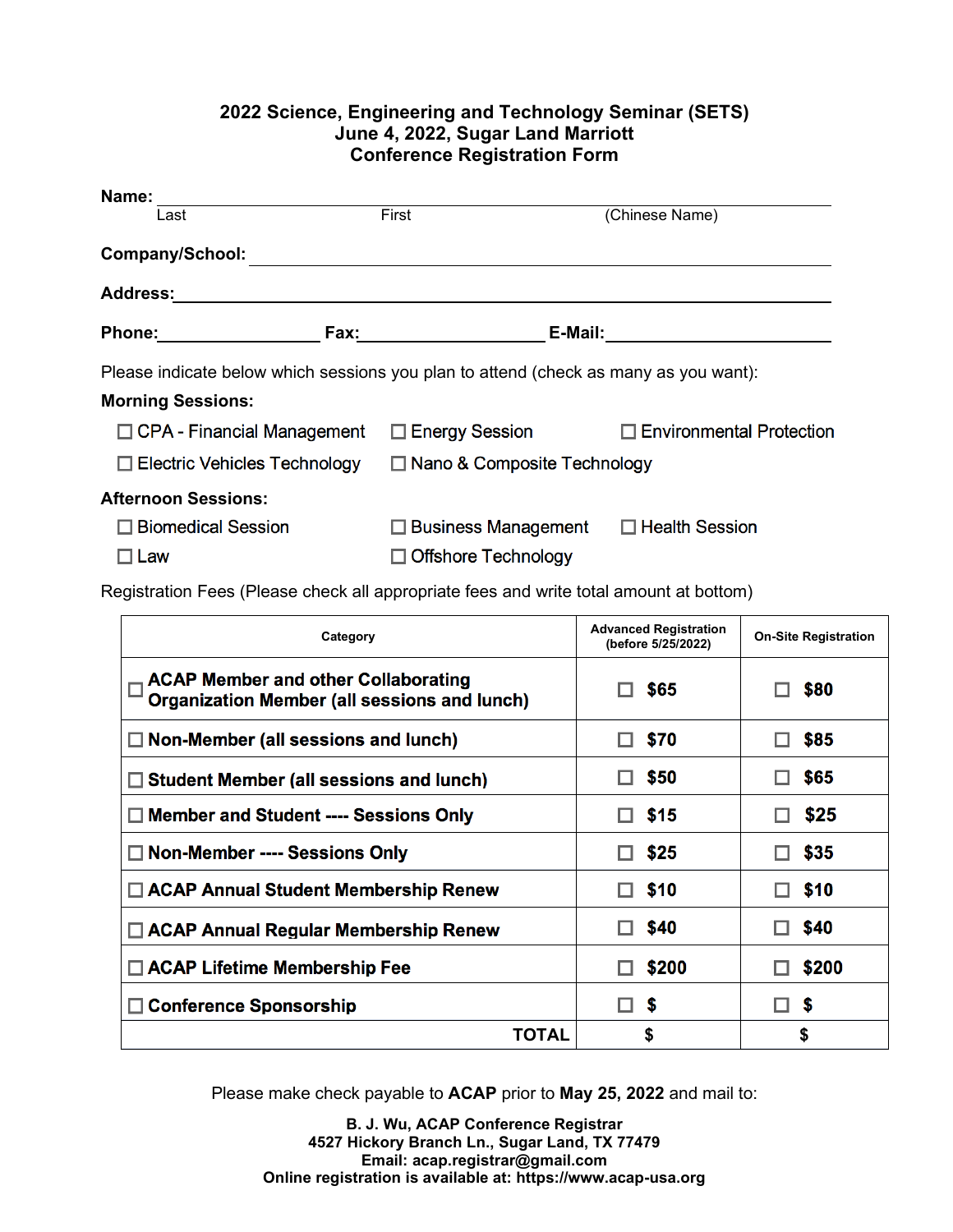# 2022 Science, Engineering and Technology Seminar (SETS)
## June 4, 2022, Sugar Land Marriott
## Conference Registration Form

**Name:** ______________________________________________
Last First (Chinese Name)

**Company/School:** ______________________________________________

**Address:** ______________________________________________

**Phone:** __________________ **Fax:** __________________ **E-Mail:** __________________

Please indicate below which sessions you plan to attend (check as many as you want):

**Morning Sessions:**

- ☐ CPA - Financial Management
- ☐ Energy Session
- ☐ Environmental Protection
- ☐ Electric Vehicles Technology
- ☐ Nano & Composite Technology

**Afternoon Sessions:**

- ☐ Biomedical Session
- ☐ Business Management
- ☐ Health Session
- ☐ Law
- ☐ Offshore Technology

Registration Fees (Please check all appropriate fees and write total amount at bottom)

| Category | Advanced Registration (before 5/25/2022) | On-Site Registration |
|---|---|---|
| ☐ **ACAP Member and other Collaborating Organization Member (all sessions and lunch)** | ☐ **$65** | ☐ **$80** |
| ☐ **Non-Member (all sessions and lunch)** | ☐ **$70** | ☐ **$85** |
| ☐ **Student Member (all sessions and lunch)** | ☐ **$50** | ☐ **$65** |
| ☐ **Member and Student ---- Sessions Only** | ☐ **$15** | ☐ **$25** |
| ☐ **Non-Member ---- Sessions Only** | ☐ **$25** | ☐ **$35** |
| ☐ **ACAP Annual Student Membership Renew** | ☐ **$10** | ☐ **$10** |
| ☐ **ACAP Annual Regular Membership Renew** | ☐ **$40** | ☐ **$40** |
| ☐ **ACAP Lifetime Membership Fee** | ☐ **$200** | ☐ **$200** |
| ☐ **Conference Sponsorship** | ☐ **$** | ☐ **$** |
| **TOTAL** | **$** | **$** |

Please make check payable to **ACAP** prior to **May 25, 2022** and mail to:

**B. J. Wu, ACAP Conference Registrar**
**4527 Hickory Branch Ln., Sugar Land, TX 77479**
**Email: acap.registrar@gmail.com**
**Online registration is available at: https://www.acap-usa.org**